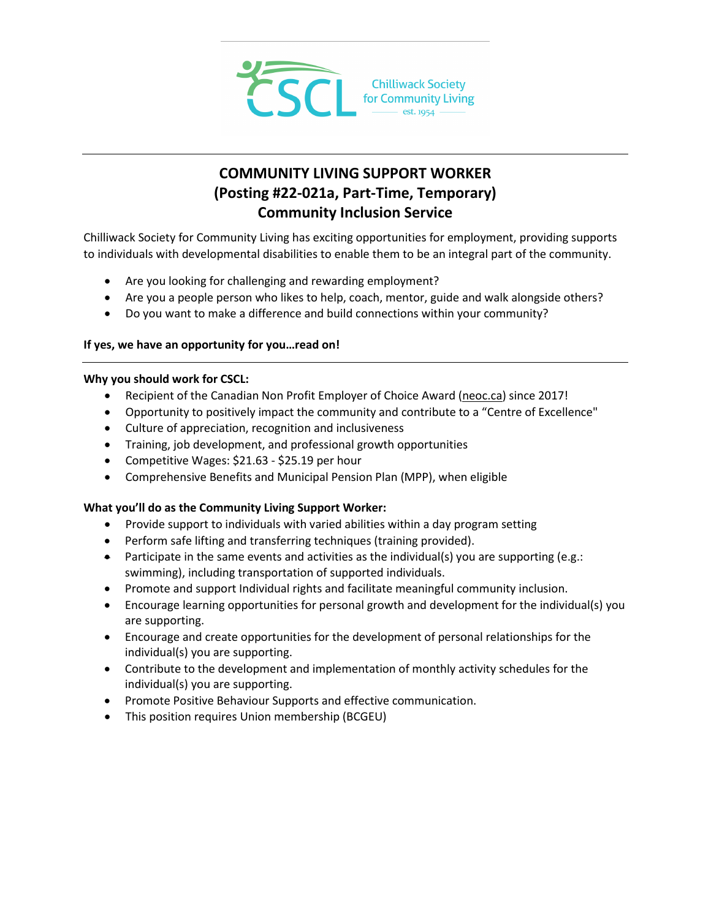# COMMUNITY LIVING SUPPORT WORKER
## (Posting #22-021a, Part-Time, Temporary)
## Community Inclusion Service

Chilliwack Society for Community Living has exciting opportunities for employment, providing supports to individuals with developmental disabilities to enable them to be an integral part of the community.

- Are you looking for challenging and rewarding employment?
- Are you a people person who likes to help, coach, mentor, guide and walk alongside others?
- Do you want to make a difference and build connections within your community?

**If yes, we have an opportunity for you…read on!**

---

**Why you should work for CSCL:**

- Recipient of the Canadian Non Profit Employer of Choice Award (neoc.ca) since 2017!
- Opportunity to positively impact the community and contribute to a "Centre of Excellence"
- Culture of appreciation, recognition and inclusiveness
- Training, job development, and professional growth opportunities
- Competitive Wages: $21.63 - $25.19 per hour
- Comprehensive Benefits and Municipal Pension Plan (MPP), when eligible

**What you'll do as the Community Living Support Worker:**

- Provide support to individuals with varied abilities within a day program setting
- Perform safe lifting and transferring techniques (training provided).
- Participate in the same events and activities as the individual(s) you are supporting (e.g.: swimming), including transportation of supported individuals.
- Promote and support Individual rights and facilitate meaningful community inclusion.
- Encourage learning opportunities for personal growth and development for the individual(s) you are supporting.
- Encourage and create opportunities for the development of personal relationships for the individual(s) you are supporting.
- Contribute to the development and implementation of monthly activity schedules for the individual(s) you are supporting.
- Promote Positive Behaviour Supports and effective communication.
- This position requires Union membership (BCGEU)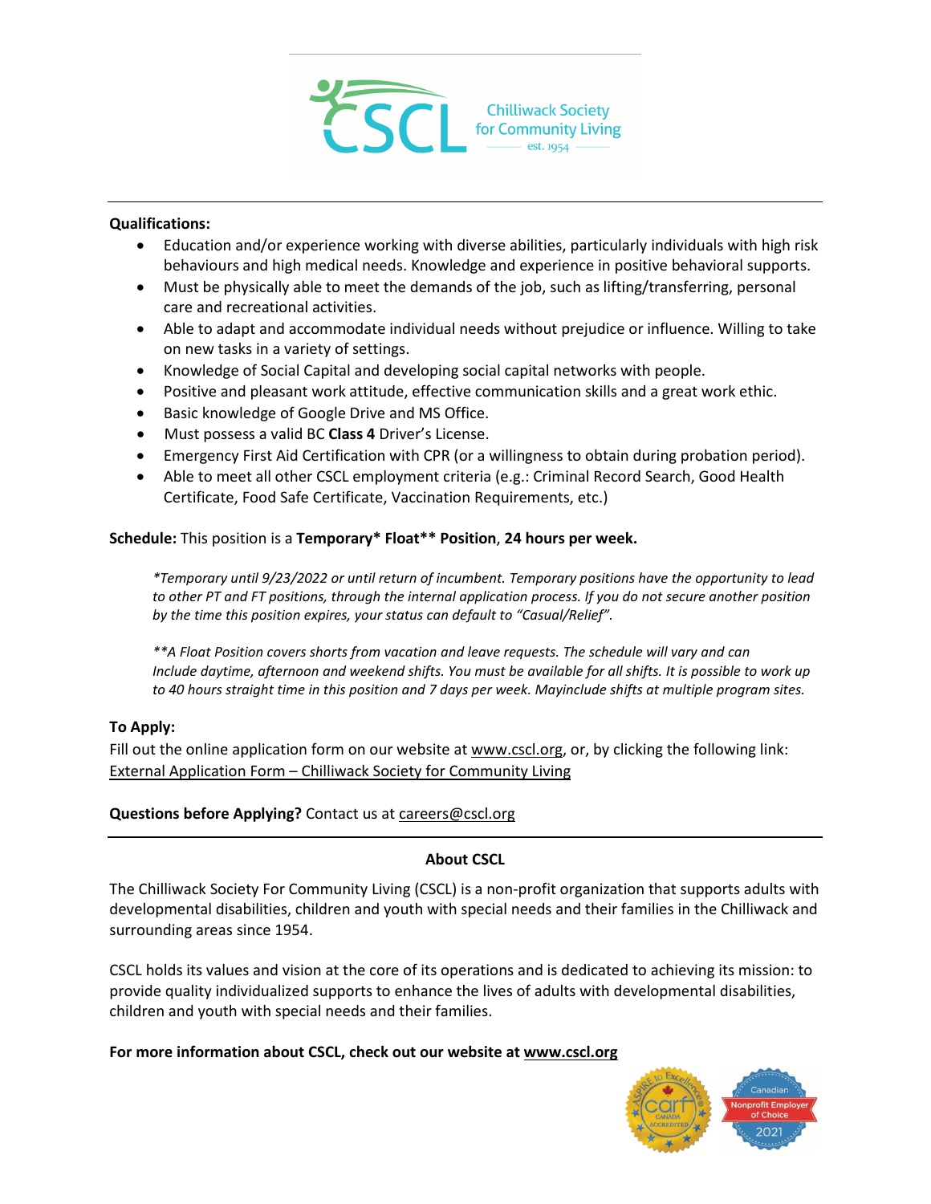**Qualifications:**

- Education and/or experience working with diverse abilities, particularly individuals with high risk behaviours and high medical needs. Knowledge and experience in positive behavioral supports.
- Must be physically able to meet the demands of the job, such as lifting/transferring, personal care and recreational activities.
- Able to adapt and accommodate individual needs without prejudice or influence. Willing to take on new tasks in a variety of settings.
- Knowledge of Social Capital and developing social capital networks with people.
- Positive and pleasant work attitude, effective communication skills and a great work ethic.
- Basic knowledge of Google Drive and MS Office.
- Must possess a valid BC **Class 4** Driver's License.
- Emergency First Aid Certification with CPR (or a willingness to obtain during probation period).
- Able to meet all other CSCL employment criteria (e.g.: Criminal Record Search, Good Health Certificate, Food Safe Certificate, Vaccination Requirements, etc.)

**Schedule:** This position is a **Temporary* Float** Position**, **24 hours per week.**

*\*Temporary until 9/23/2022 or until return of incumbent. Temporary positions have the opportunity to lead to other PT and FT positions, through the internal application process. If you do not secure another position by the time this position expires, your status can default to "Casual/Relief".*

*\*\*A Float Position covers shorts from vacation and leave requests. The schedule will vary and can Include daytime, afternoon and weekend shifts. You must be available for all shifts. It is possible to work up to 40 hours straight time in this position and 7 days per week. Mayinclude shifts at multiple program sites.*

**To Apply:**
Fill out the online application form on our website at www.cscl.org, or, by clicking the following link: External Application Form – Chilliwack Society for Community Living

**Questions before Applying?** Contact us at careers@cscl.org

**About CSCL**

The Chilliwack Society For Community Living (CSCL) is a non-profit organization that supports adults with developmental disabilities, children and youth with special needs and their families in the Chilliwack and surrounding areas since 1954.

CSCL holds its values and vision at the core of its operations and is dedicated to achieving its mission: to provide quality individualized supports to enhance the lives of adults with developmental disabilities, children and youth with special needs and their families.

**For more information about CSCL, check out our website at www.cscl.org**